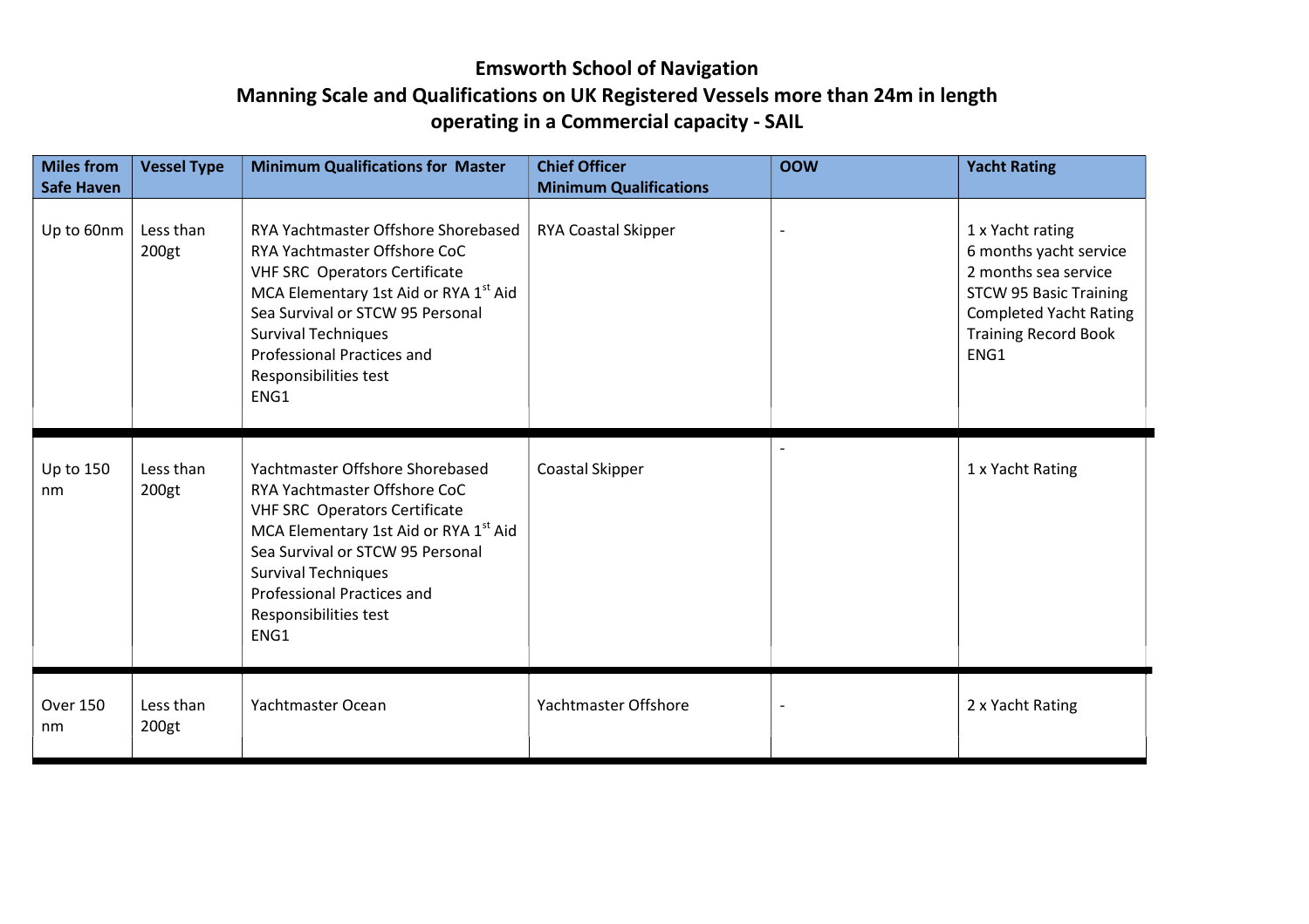# Emsworth School of Navigation

## Manning Scale and Qualifications on UK Registered Vessels more than 24m in length operating in a Commercial capacity - SAIL

| Miles from Safe Haven | Vessel Type | Minimum Qualifications for Master | Chief Officer Minimum Qualifications | OOW | Yacht Rating |
|---|---|---|---|---|---|
| Up to 60nm | Less than 200gt | RYA Yachtmaster Offshore Shorebased<br>RYA Yachtmaster Offshore CoC<br>VHF SRC Operators Certificate<br>MCA Elementary 1st Aid or RYA 1st Aid<br>Sea Survival or STCW 95 Personal Survival Techniques<br>Professional Practices and Responsibilities test<br>ENG1 | RYA Coastal Skipper | - | 1 x Yacht rating<br>6 months yacht service<br>2 months sea service<br>STCW 95 Basic Training<br>Completed Yacht Rating Training Record Book<br>ENG1 |
| Up to 150 nm | Less than 200gt | Yachtmaster Offshore Shorebased<br>RYA Yachtmaster Offshore CoC<br>VHF SRC Operators Certificate<br>MCA Elementary 1st Aid or RYA 1st Aid<br>Sea Survival or STCW 95 Personal Survival Techniques<br>Professional Practices and Responsibilities test<br>ENG1 | Coastal Skipper | - | 1 x Yacht Rating |
| Over 150 nm | Less than 200gt | Yachtmaster Ocean | Yachtmaster Offshore | - | 2 x Yacht Rating |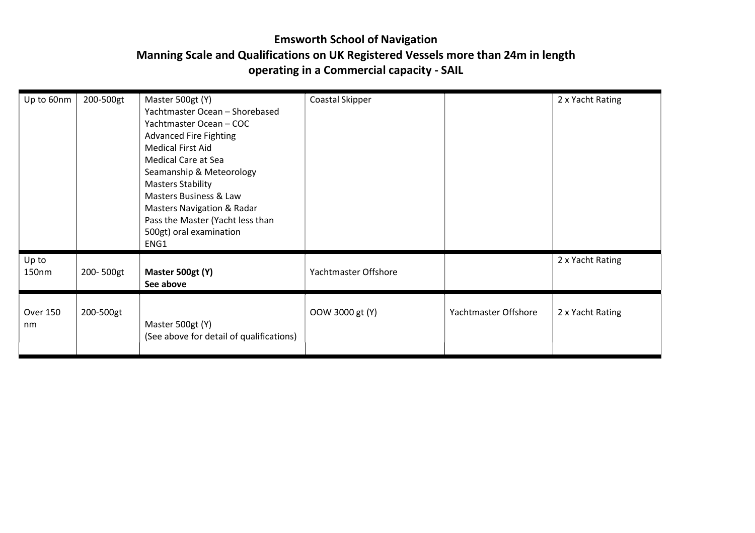# Emsworth School of Navigation

## Manning Scale and Qualifications on UK Registered Vessels more than 24m in length operating in a Commercial capacity - SAIL

| | | | | | |
|---|---|---|---|---|---|
| Up to 60nm | 200-500gt | Master 500gt (Y)<br>Yachtmaster Ocean – Shorebased<br>Yachtmaster Ocean – COC<br>Advanced Fire Fighting<br>Medical First Aid<br>Medical Care at Sea<br>Seamanship & Meteorology<br>Masters Stability<br>Masters Business & Law<br>Masters Navigation & Radar<br>Pass the Master (Yacht less than 500gt) oral examination<br>ENG1 | Coastal Skipper | | 2 x Yacht Rating |
| Up to 150nm | 200- 500gt | **Master 500gt (Y)**<br>**See above** | Yachtmaster Offshore | | 2 x Yacht Rating |
| Over 150 nm | 200-500gt | Master 500gt (Y)<br>(See above for detail of qualifications) | OOW 3000 gt (Y) | Yachtmaster Offshore | 2 x Yacht Rating |